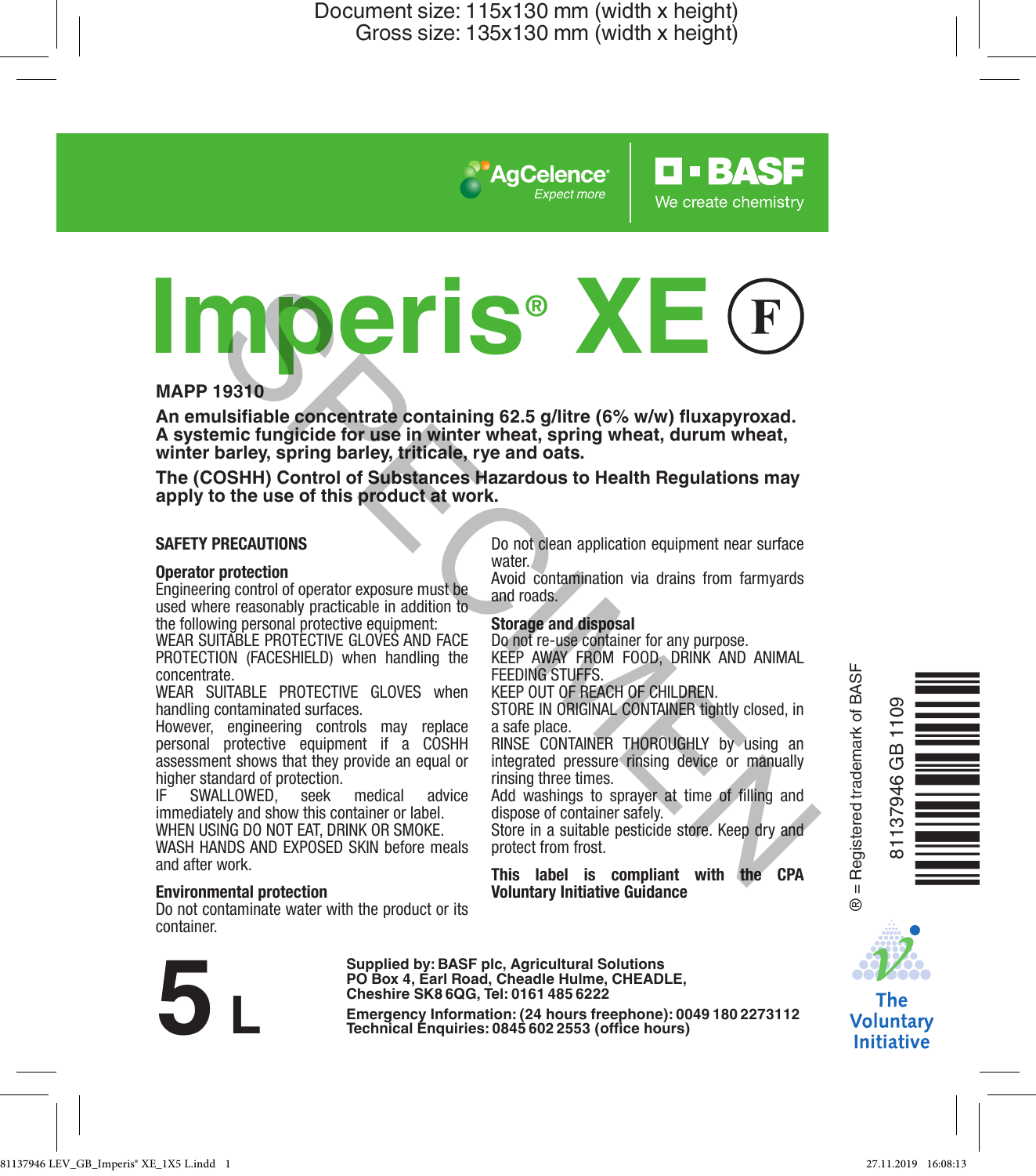Document size: 115x130 mm (width x height)
Gross size: 135x130 mm (width x height)

AgCelence® *Expect more*

BASF
We create chemistry

# Imperis® XE (F)

**MAPP 19310**

**An emulsifiable concentrate containing 62.5 g/litre (6% w/w) fluxapyroxad.**
**A systemic fungicide for use in winter wheat, spring wheat, durum wheat, winter barley, spring barley, triticale, rye and oats.**

**The (COSHH) Control of Substances Hazardous to Health Regulations may apply to the use of this product at work.**

## SAFETY PRECAUTIONS

### Operator protection

Engineering control of operator exposure must be used where reasonably practicable in addition to the following personal protective equipment:
WEAR SUITABLE PROTECTIVE GLOVES AND FACE PROTECTION (FACESHIELD) when handling the concentrate.
WEAR SUITABLE PROTECTIVE GLOVES when handling contaminated surfaces.
However, engineering controls may replace personal protective equipment if a COSHH assessment shows that they provide an equal or higher standard of protection.
IF SWALLOWED, seek medical advice immediately and show this container or label.
WHEN USING DO NOT EAT, DRINK OR SMOKE.
WASH HANDS AND EXPOSED SKIN before meals and after work.

### Environmental protection

Do not contaminate water with the product or its container.
Do not clean application equipment near surface water.
Avoid contamination via drains from farmyards and roads.

### Storage and disposal

Do not re-use container for any purpose.
KEEP AWAY FROM FOOD, DRINK AND ANIMAL FEEDING STUFFS.
KEEP OUT OF REACH OF CHILDREN.
STORE IN ORIGINAL CONTAINER tightly closed, in a safe place.
RINSE CONTAINER THOROUGHLY by using an integrated pressure rinsing device or manually rinsing three times.
Add washings to sprayer at time of filling and dispose of container safely.
Store in a suitable pesticide store. Keep dry and protect from frost.

**This label is compliant with the CPA Voluntary Initiative Guidance**

® = Registered trademark of BASF

81137946 GB 1109

The Voluntary Initiative

# 5 L

**Supplied by: BASF plc, Agricultural Solutions**
**PO Box 4, Earl Road, Cheadle Hulme, CHEADLE, Cheshire SK8 6QG, Tel: 0161 485 6222**

**Emergency Information: (24 hours freephone): 0049 180 2273112**
**Technical Enquiries: 0845 602 2553 (office hours)**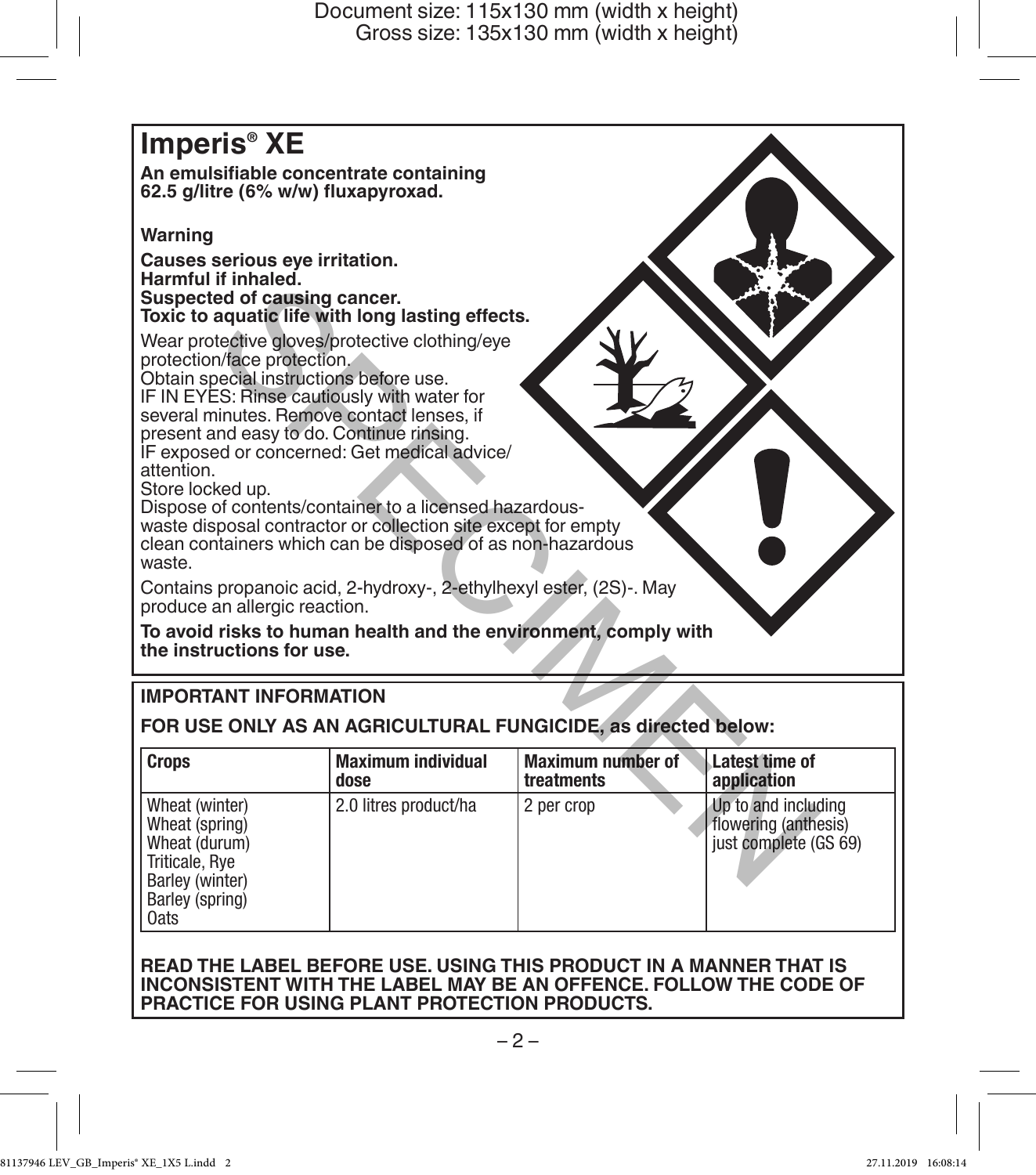# Imperis® XE

**An emulsifiable concentrate containing 62.5 g/litre (6% w/w) fluxapyroxad.**

**Warning**

**Causes serious eye irritation.**
**Harmful if inhaled.**
**Suspected of causing cancer.**
**Toxic to aquatic life with long lasting effects.**

Wear protective gloves/protective clothing/eye protection/face protection.
Obtain special instructions before use.
IF IN EYES: Rinse cautiously with water for several minutes. Remove contact lenses, if present and easy to do. Continue rinsing.
IF exposed or concerned: Get medical advice/attention.
Store locked up.
Dispose of contents/container to a licensed hazardous-waste disposal contractor or collection site except for empty clean containers which can be disposed of as non-hazardous waste.

Contains propanoic acid, 2-hydroxy-, 2-ethylhexyl ester, (2S)-. May produce an allergic reaction.

**To avoid risks to human health and the environment, comply with the instructions for use.**

## IMPORTANT INFORMATION

**FOR USE ONLY AS AN AGRICULTURAL FUNGICIDE, as directed below:**

| Crops | Maximum individual dose | Maximum number of treatments | Latest time of application |
|---|---|---|---|
| Wheat (winter)<br>Wheat (spring)<br>Wheat (durum)<br>Triticale, Rye<br>Barley (winter)<br>Barley (spring)<br>Oats | 2.0 litres product/ha | 2 per crop | Up to and including flowering (anthesis) just complete (GS 69) |

**READ THE LABEL BEFORE USE. USING THIS PRODUCT IN A MANNER THAT IS INCONSISTENT WITH THE LABEL MAY BE AN OFFENCE. FOLLOW THE CODE OF PRACTICE FOR USING PLANT PROTECTION PRODUCTS.**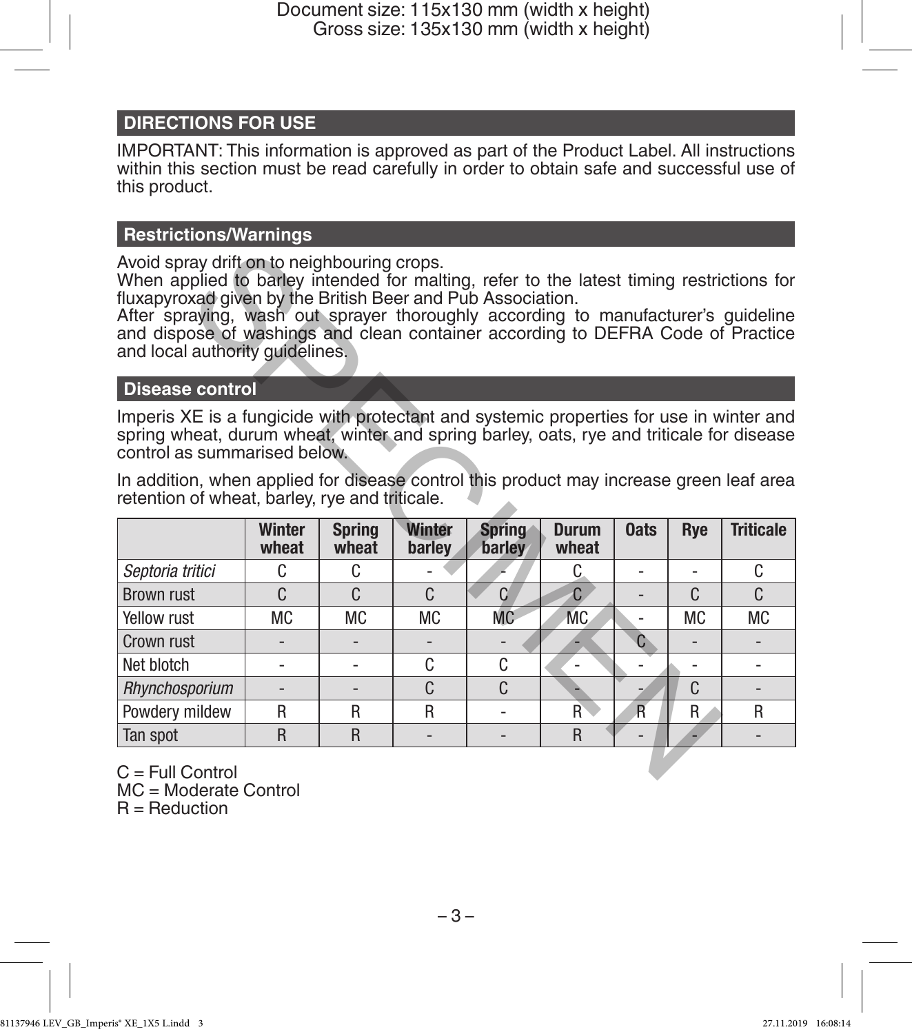## DIRECTIONS FOR USE

IMPORTANT: This information is approved as part of the Product Label. All instructions within this section must be read carefully in order to obtain safe and successful use of this product.

### Restrictions/Warnings

Avoid spray drift on to neighbouring crops.
When applied to barley intended for malting, refer to the latest timing restrictions for fluxapyroxad given by the British Beer and Pub Association.
After spraying, wash out sprayer thoroughly according to manufacturer's guideline and dispose of washings and clean container according to DEFRA Code of Practice and local authority guidelines.

### Disease control

Imperis XE is a fungicide with protectant and systemic properties for use in winter and spring wheat, durum wheat, winter and spring barley, oats, rye and triticale for disease control as summarised below.

In addition, when applied for disease control this product may increase green leaf area retention of wheat, barley, rye and triticale.

| | Winter wheat | Spring wheat | Winter barley | Spring barley | Durum wheat | Oats | Rye | Triticale |
|---|---|---|---|---|---|---|---|---|
| *Septoria tritici* | C | C | - | - | C | - | - | C |
| Brown rust | C | C | C | C | C | - | C | C |
| Yellow rust | MC | MC | MC | MC | MC | - | MC | MC |
| Crown rust | - | - | - | - | - | C | - | - |
| Net blotch | - | - | C | C | - | - | - | - |
| *Rhynchosporium* | - | - | C | C | - | - | C | - |
| Powdery mildew | R | R | R | - | R | R | R | R |
| Tan spot | R | R | - | - | R | - | - | - |

C = Full Control
MC = Moderate Control
R = Reduction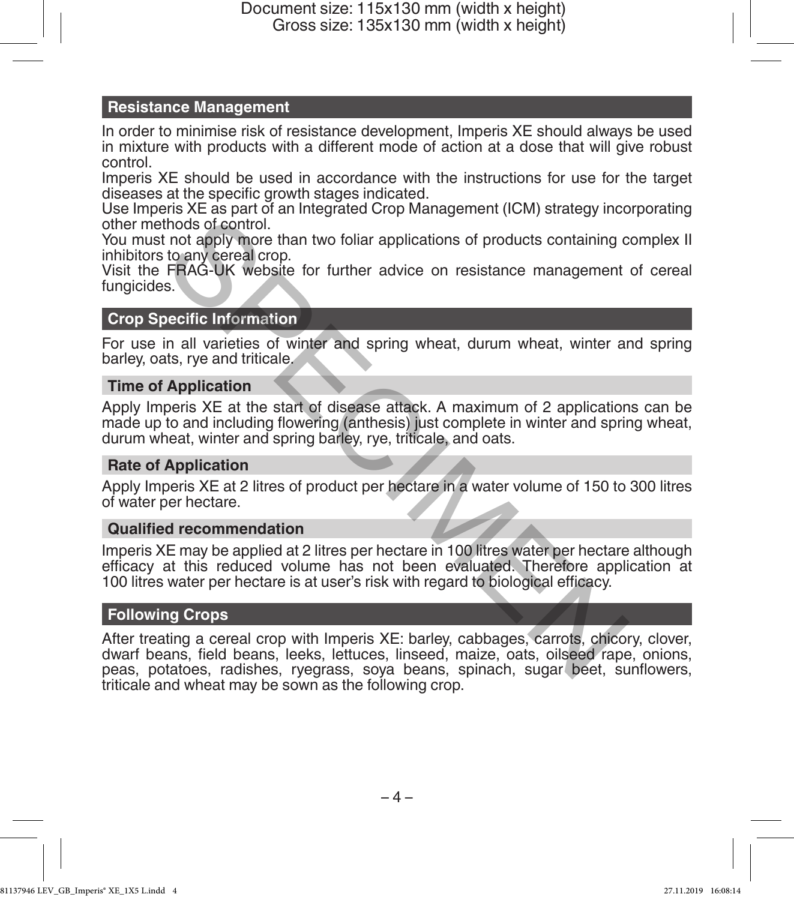## Resistance Management

In order to minimise risk of resistance development, Imperis XE should always be used in mixture with products with a different mode of action at a dose that will give robust control.

Imperis XE should be used in accordance with the instructions for use for the target diseases at the specific growth stages indicated.

Use Imperis XE as part of an Integrated Crop Management (ICM) strategy incorporating other methods of control.

You must not apply more than two foliar applications of products containing complex II inhibitors to any cereal crop.

Visit the FRAG-UK website for further advice on resistance management of cereal fungicides.

## Crop Specific Information

For use in all varieties of winter and spring wheat, durum wheat, winter and spring barley, oats, rye and triticale.

### Time of Application

Apply Imperis XE at the start of disease attack. A maximum of 2 applications can be made up to and including flowering (anthesis) just complete in winter and spring wheat, durum wheat, winter and spring barley, rye, triticale, and oats.

### Rate of Application

Apply Imperis XE at 2 litres of product per hectare in a water volume of 150 to 300 litres of water per hectare.

### Qualified recommendation

Imperis XE may be applied at 2 litres per hectare in 100 litres water per hectare although efficacy at this reduced volume has not been evaluated. Therefore application at 100 litres water per hectare is at user's risk with regard to biological efficacy.

## Following Crops

After treating a cereal crop with Imperis XE: barley, cabbages, carrots, chicory, clover, dwarf beans, field beans, leeks, lettuces, linseed, maize, oats, oilseed rape, onions, peas, potatoes, radishes, ryegrass, soya beans, spinach, sugar beet, sunflowers, triticale and wheat may be sown as the following crop.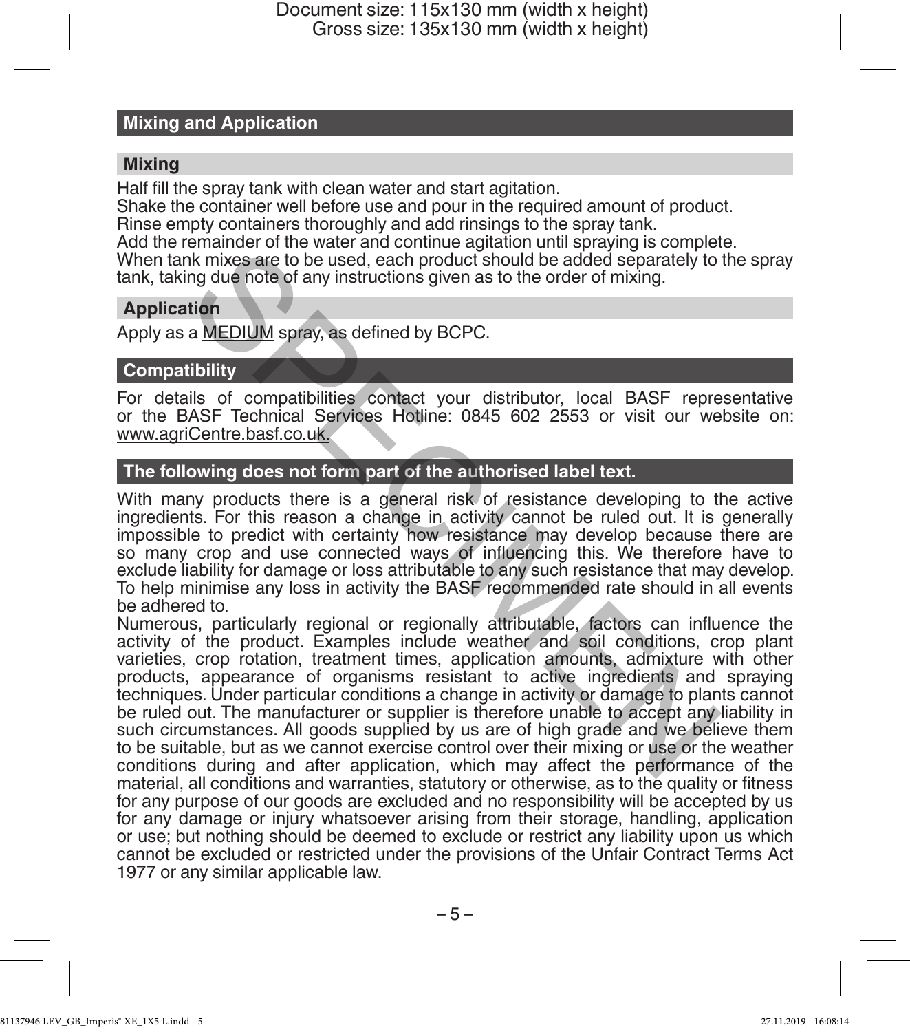## Mixing and Application

### Mixing

Half fill the spray tank with clean water and start agitation.
Shake the container well before use and pour in the required amount of product.
Rinse empty containers thoroughly and add rinsings to the spray tank.
Add the remainder of the water and continue agitation until spraying is complete.
When tank mixes are to be used, each product should be added separately to the spray tank, taking due note of any instructions given as to the order of mixing.

### Application

Apply as a MEDIUM spray, as defined by BCPC.

## Compatibility

For details of compatibilities contact your distributor, local BASF representative or the BASF Technical Services Hotline: 0845 602 2553 or visit our website on: www.agriCentre.basf.co.uk.

## The following does not form part of the authorised label text.

With many products there is a general risk of resistance developing to the active ingredients. For this reason a change in activity cannot be ruled out. It is generally impossible to predict with certainty how resistance may develop because there are so many crop and use connected ways of influencing this. We therefore have to exclude liability for damage or loss attributable to any such resistance that may develop. To help minimise any loss in activity the BASF recommended rate should in all events be adhered to.

Numerous, particularly regional or regionally attributable, factors can influence the activity of the product. Examples include weather and soil conditions, crop plant varieties, crop rotation, treatment times, application amounts, admixture with other products, appearance of organisms resistant to active ingredients and spraying techniques. Under particular conditions a change in activity or damage to plants cannot be ruled out. The manufacturer or supplier is therefore unable to accept any liability in such circumstances. All goods supplied by us are of high grade and we believe them to be suitable, but as we cannot exercise control over their mixing or use or the weather conditions during and after application, which may affect the performance of the material, all conditions and warranties, statutory or otherwise, as to the quality or fitness for any purpose of our goods are excluded and no responsibility will be accepted by us for any damage or injury whatsoever arising from their storage, handling, application or use; but nothing should be deemed to exclude or restrict any liability upon us which cannot be excluded or restricted under the provisions of the Unfair Contract Terms Act 1977 or any similar applicable law.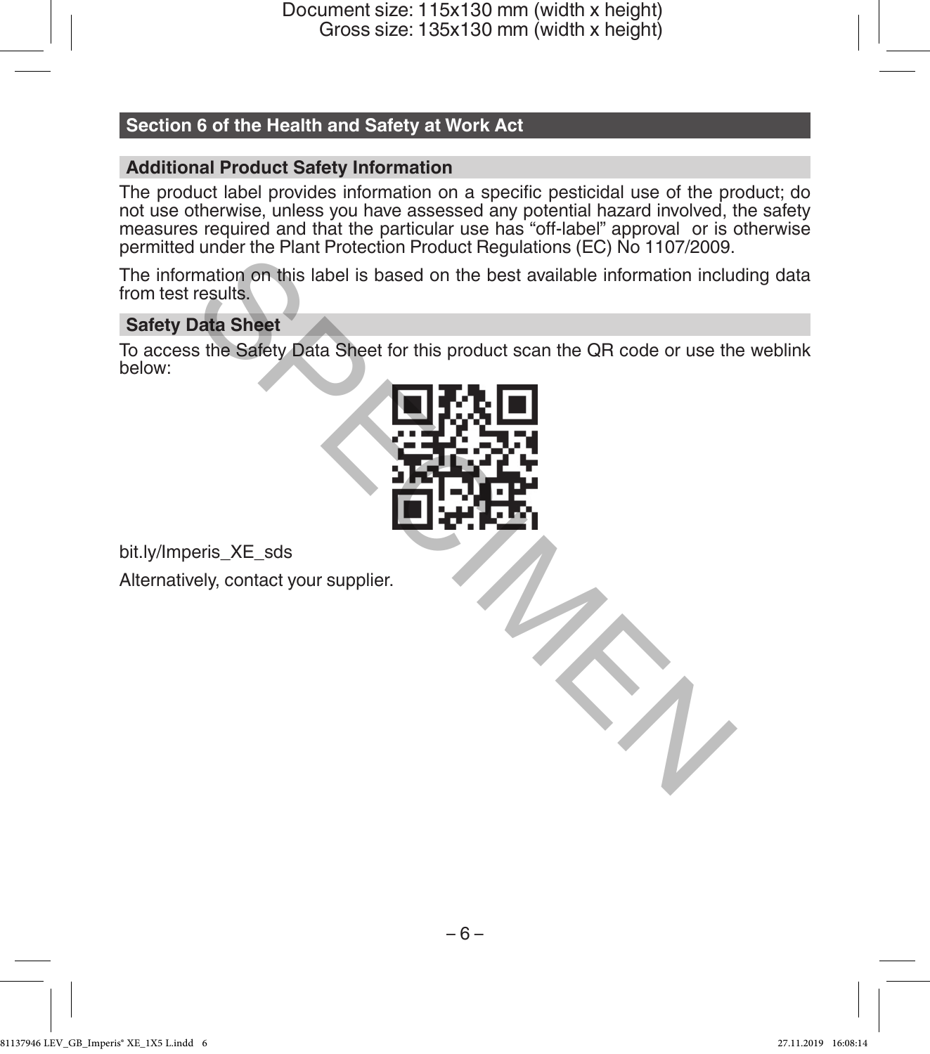## Section 6 of the Health and Safety at Work Act

### Additional Product Safety Information

The product label provides information on a specific pesticidal use of the product; do not use otherwise, unless you have assessed any potential hazard involved, the safety measures required and that the particular use has “off-label” approval or is otherwise permitted under the Plant Protection Product Regulations (EC) No 1107/2009.

The information on this label is based on the best available information including data from test results.

### Safety Data Sheet

To access the Safety Data Sheet for this product scan the QR code or use the weblink below:

bit.ly/Imperis_XE_sds

Alternatively, contact your supplier.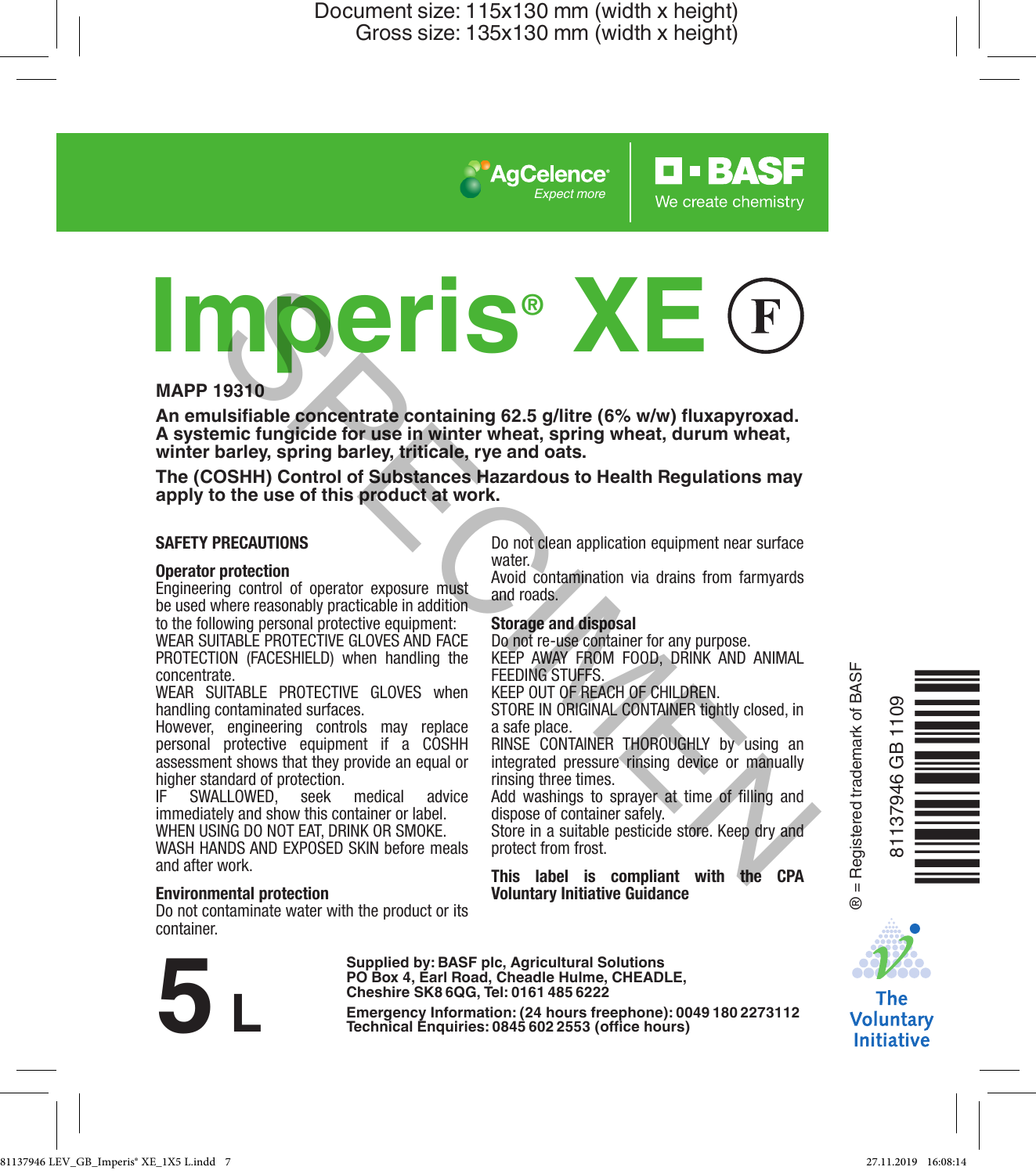Document size: 115x130 mm (width x height)
Gross size: 135x130 mm (width x height)

AgCelence® Expect more

BASF We create chemistry

# Imperis® XE

MAPP 19310

**An emulsifiable concentrate containing 62.5 g/litre (6% w/w) fluxapyroxad.**
**A systemic fungicide for use in winter wheat, spring wheat, durum wheat, winter barley, spring barley, triticale, rye and oats.**

**The (COSHH) Control of Substances Hazardous to Health Regulations may apply to the use of this product at work.**

## SAFETY PRECAUTIONS

### Operator protection

Engineering control of operator exposure must be used where reasonably practicable in addition to the following personal protective equipment:
WEAR SUITABLE PROTECTIVE GLOVES AND FACE PROTECTION (FACESHIELD) when handling the concentrate.
WEAR SUITABLE PROTECTIVE GLOVES when handling contaminated surfaces.
However, engineering controls may replace personal protective equipment if a COSHH assessment shows that they provide an equal or higher standard of protection.
IF SWALLOWED, seek medical advice immediately and show this container or label.
WHEN USING DO NOT EAT, DRINK OR SMOKE.
WASH HANDS AND EXPOSED SKIN before meals and after work.

### Environmental protection

Do not contaminate water with the product or its container.
Do not clean application equipment near surface water.
Avoid contamination via drains from farmyards and roads.

### Storage and disposal

Do not re-use container for any purpose.
KEEP AWAY FROM FOOD, DRINK AND ANIMAL FEEDING STUFFS.
KEEP OUT OF REACH OF CHILDREN.
STORE IN ORIGINAL CONTAINER tightly closed, in a safe place.
RINSE CONTAINER THOROUGHLY by using an integrated pressure rinsing device or manually rinsing three times.
Add washings to sprayer at time of filling and dispose of container safely.
Store in a suitable pesticide store. Keep dry and protect from frost.

**This label is compliant with the CPA Voluntary Initiative Guidance**

® = Registered trademark of BASF

81137946 GB 1109

The Voluntary Initiative

# 5 L

**Supplied by: BASF plc, Agricultural Solutions**
**PO Box 4, Earl Road, Cheadle Hulme, CHEADLE, Cheshire SK8 6QG, Tel: 0161 485 6222**

**Emergency Information: (24 hours freephone): 0049 180 2273112**
**Technical Enquiries: 0845 602 2553 (office hours)**

SPECIMEN